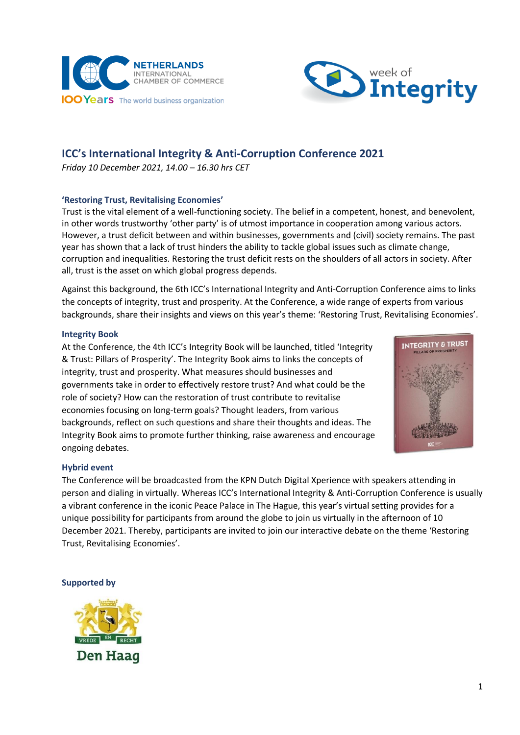# ICC's International Integrity & Anti-Corruption Conference 2021

*Friday 10 December 2021, 14.00 – 16.30 hrs CET*

## 'Restoring Trust, Revitalising Economies'

Trust is the vital element of a well-functioning society. The belief in a competent, honest, and benevolent, in other words trustworthy 'other party' is of utmost importance in cooperation among various actors. However, a trust deficit between and within businesses, governments and (civil) society remains. The past year has shown that a lack of trust hinders the ability to tackle global issues such as climate change, corruption and inequalities. Restoring the trust deficit rests on the shoulders of all actors in society. After all, trust is the asset on which global progress depends.

Against this background, the 6th ICC's International Integrity and Anti-Corruption Conference aims to links the concepts of integrity, trust and prosperity. At the Conference, a wide range of experts from various backgrounds, share their insights and views on this year's theme: 'Restoring Trust, Revitalising Economies'.

## Integrity Book

At the Conference, the 4th ICC's Integrity Book will be launched, titled 'Integrity & Trust: Pillars of Prosperity'. The Integrity Book aims to links the concepts of integrity, trust and prosperity. What measures should businesses and governments take in order to effectively restore trust? And what could be the role of society? How can the restoration of trust contribute to revitalise economies focusing on long-term goals? Thought leaders, from various backgrounds, reflect on such questions and share their thoughts and ideas. The Integrity Book aims to promote further thinking, raise awareness and encourage ongoing debates.

## Hybrid event

The Conference will be broadcasted from the KPN Dutch Digital Xperience with speakers attending in person and dialing in virtually. Whereas ICC's International Integrity & Anti-Corruption Conference is usually a vibrant conference in the iconic Peace Palace in The Hague, this year's virtual setting provides for a unique possibility for participants from around the globe to join us virtually in the afternoon of 10 December 2021. Thereby, participants are invited to join our interactive debate on the theme 'Restoring Trust, Revitalising Economies'.

## Supported by

Den Haag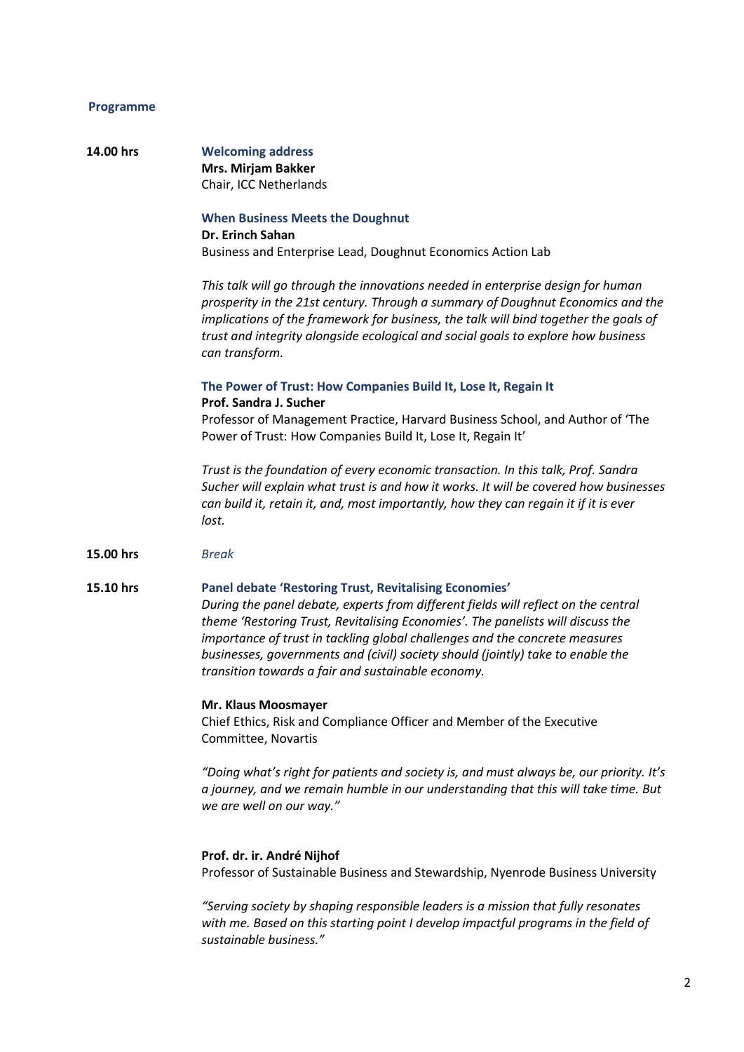## Programme

**14.00 hrs**

### Welcoming address

**Mrs. Mirjam Bakker**
Chair, ICC Netherlands

### When Business Meets the Doughnut

**Dr. Erinch Sahan**
Business and Enterprise Lead, Doughnut Economics Action Lab

*This talk will go through the innovations needed in enterprise design for human prosperity in the 21st century. Through a summary of Doughnut Economics and the implications of the framework for business, the talk will bind together the goals of trust and integrity alongside ecological and social goals to explore how business can transform.*

### The Power of Trust: How Companies Build It, Lose It, Regain It

**Prof. Sandra J. Sucher**
Professor of Management Practice, Harvard Business School, and Author of 'The Power of Trust: How Companies Build It, Lose It, Regain It'

*Trust is the foundation of every economic transaction. In this talk, Prof. Sandra Sucher will explain what trust is and how it works. It will be covered how businesses can build it, retain it, and, most importantly, how they can regain it if it is ever lost.*

**15.00 hrs**

*Break*

**15.10 hrs**

### Panel debate 'Restoring Trust, Revitalising Economies'

*During the panel debate, experts from different fields will reflect on the central theme 'Restoring Trust, Revitalising Economies'. The panelists will discuss the importance of trust in tackling global challenges and the concrete measures businesses, governments and (civil) society should (jointly) take to enable the transition towards a fair and sustainable economy.*

**Mr. Klaus Moosmayer**
Chief Ethics, Risk and Compliance Officer and Member of the Executive Committee, Novartis

*"Doing what's right for patients and society is, and must always be, our priority. It's a journey, and we remain humble in our understanding that this will take time. But we are well on our way."*

**Prof. dr. ir. André Nijhof**
Professor of Sustainable Business and Stewardship, Nyenrode Business University

*"Serving society by shaping responsible leaders is a mission that fully resonates with me. Based on this starting point I develop impactful programs in the field of sustainable business."*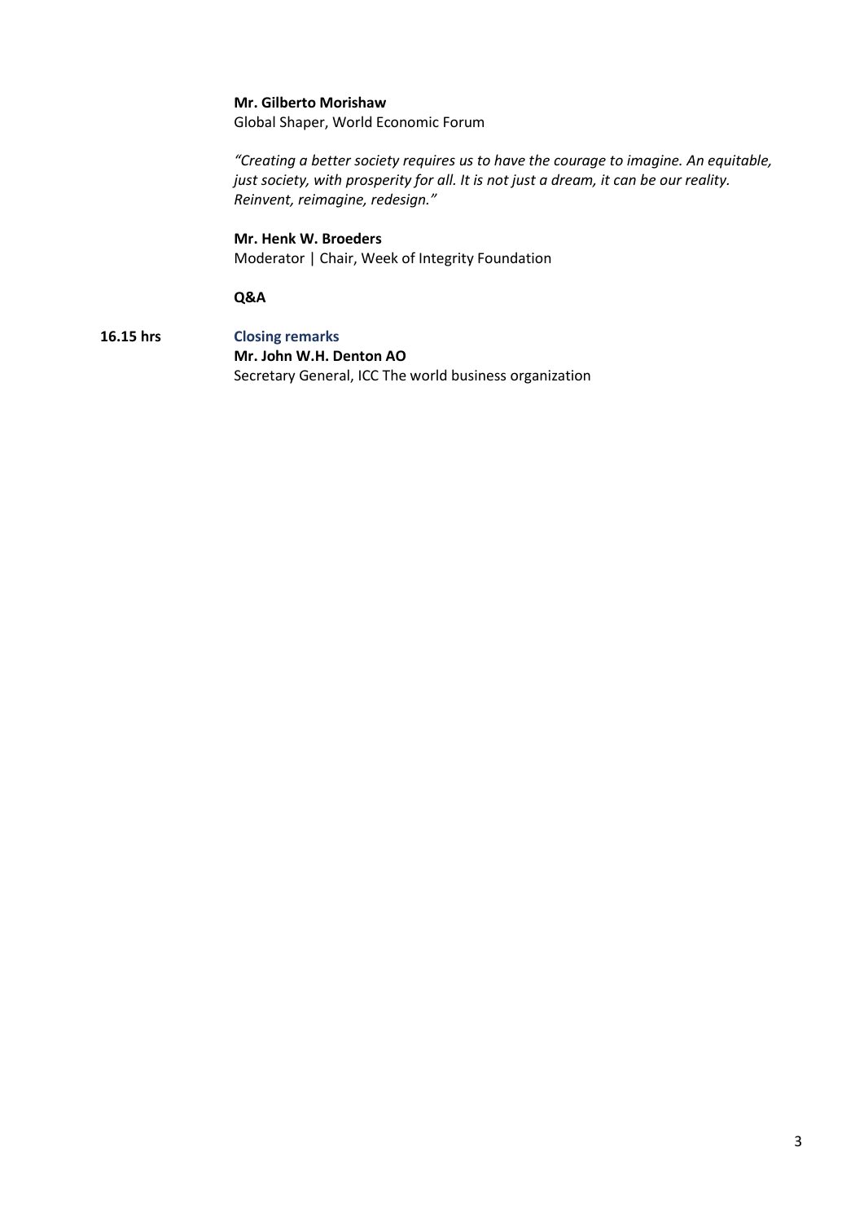**Mr. Gilberto Morishaw**
Global Shaper, World Economic Forum

*"Creating a better society requires us to have the courage to imagine. An equitable, just society, with prosperity for all. It is not just a dream, it can be our reality. Reinvent, reimagine, redesign."*

**Mr. Henk W. Broeders**
Moderator | Chair, Week of Integrity Foundation

**Q&A**

**16.15 hrs** **Closing remarks**
**Mr. John W.H. Denton AO**
Secretary General, ICC The world business organization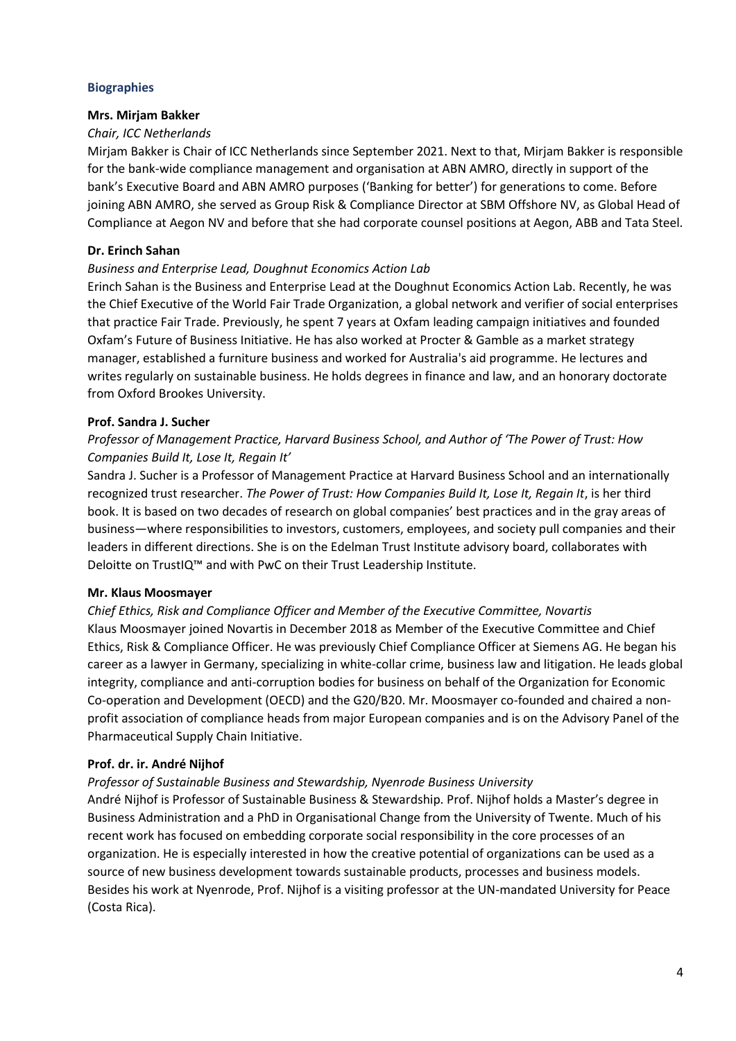## Biographies

**Mrs. Mirjam Bakker**

*Chair, ICC Netherlands*

Mirjam Bakker is Chair of ICC Netherlands since September 2021. Next to that, Mirjam Bakker is responsible for the bank-wide compliance management and organisation at ABN AMRO, directly in support of the bank's Executive Board and ABN AMRO purposes ('Banking for better') for generations to come. Before joining ABN AMRO, she served as Group Risk & Compliance Director at SBM Offshore NV, as Global Head of Compliance at Aegon NV and before that she had corporate counsel positions at Aegon, ABB and Tata Steel.

**Dr. Erinch Sahan**

*Business and Enterprise Lead, Doughnut Economics Action Lab*

Erinch Sahan is the Business and Enterprise Lead at the Doughnut Economics Action Lab. Recently, he was the Chief Executive of the World Fair Trade Organization, a global network and verifier of social enterprises that practice Fair Trade. Previously, he spent 7 years at Oxfam leading campaign initiatives and founded Oxfam's Future of Business Initiative. He has also worked at Procter & Gamble as a market strategy manager, established a furniture business and worked for Australia's aid programme. He lectures and writes regularly on sustainable business. He holds degrees in finance and law, and an honorary doctorate from Oxford Brookes University.

**Prof. Sandra J. Sucher**

*Professor of Management Practice, Harvard Business School, and Author of 'The Power of Trust: How Companies Build It, Lose It, Regain It'*

Sandra J. Sucher is a Professor of Management Practice at Harvard Business School and an internationally recognized trust researcher. *The Power of Trust: How Companies Build It, Lose It, Regain It*, is her third book. It is based on two decades of research on global companies' best practices and in the gray areas of business—where responsibilities to investors, customers, employees, and society pull companies and their leaders in different directions. She is on the Edelman Trust Institute advisory board, collaborates with Deloitte on TrustIQ™ and with PwC on their Trust Leadership Institute.

**Mr. Klaus Moosmayer**

*Chief Ethics, Risk and Compliance Officer and Member of the Executive Committee, Novartis*

Klaus Moosmayer joined Novartis in December 2018 as Member of the Executive Committee and Chief Ethics, Risk & Compliance Officer. He was previously Chief Compliance Officer at Siemens AG. He began his career as a lawyer in Germany, specializing in white-collar crime, business law and litigation. He leads global integrity, compliance and anti-corruption bodies for business on behalf of the Organization for Economic Co-operation and Development (OECD) and the G20/B20. Mr. Moosmayer co-founded and chaired a non-profit association of compliance heads from major European companies and is on the Advisory Panel of the Pharmaceutical Supply Chain Initiative.

**Prof. dr. ir. André Nijhof**

*Professor of Sustainable Business and Stewardship, Nyenrode Business University*

André Nijhof is Professor of Sustainable Business & Stewardship. Prof. Nijhof holds a Master's degree in Business Administration and a PhD in Organisational Change from the University of Twente. Much of his recent work has focused on embedding corporate social responsibility in the core processes of an organization. He is especially interested in how the creative potential of organizations can be used as a source of new business development towards sustainable products, processes and business models. Besides his work at Nyenrode, Prof. Nijhof is a visiting professor at the UN-mandated University for Peace (Costa Rica).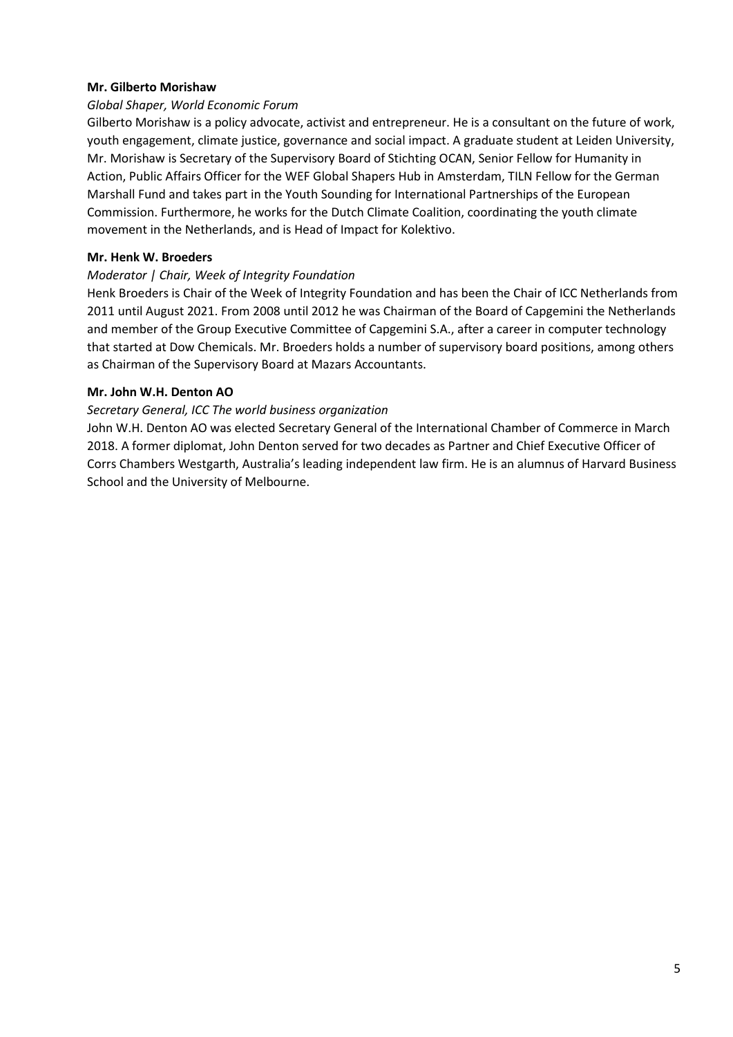**Mr. Gilberto Morishaw**

*Global Shaper, World Economic Forum*

Gilberto Morishaw is a policy advocate, activist and entrepreneur. He is a consultant on the future of work, youth engagement, climate justice, governance and social impact. A graduate student at Leiden University, Mr. Morishaw is Secretary of the Supervisory Board of Stichting OCAN, Senior Fellow for Humanity in Action, Public Affairs Officer for the WEF Global Shapers Hub in Amsterdam, TILN Fellow for the German Marshall Fund and takes part in the Youth Sounding for International Partnerships of the European Commission. Furthermore, he works for the Dutch Climate Coalition, coordinating the youth climate movement in the Netherlands, and is Head of Impact for Kolektivo.

**Mr. Henk W. Broeders**

*Moderator | Chair, Week of Integrity Foundation*

Henk Broeders is Chair of the Week of Integrity Foundation and has been the Chair of ICC Netherlands from 2011 until August 2021. From 2008 until 2012 he was Chairman of the Board of Capgemini the Netherlands and member of the Group Executive Committee of Capgemini S.A., after a career in computer technology that started at Dow Chemicals. Mr. Broeders holds a number of supervisory board positions, among others as Chairman of the Supervisory Board at Mazars Accountants.

**Mr. John W.H. Denton AO**

*Secretary General, ICC The world business organization*

John W.H. Denton AO was elected Secretary General of the International Chamber of Commerce in March 2018. A former diplomat, John Denton served for two decades as Partner and Chief Executive Officer of Corrs Chambers Westgarth, Australia's leading independent law firm. He is an alumnus of Harvard Business School and the University of Melbourne.